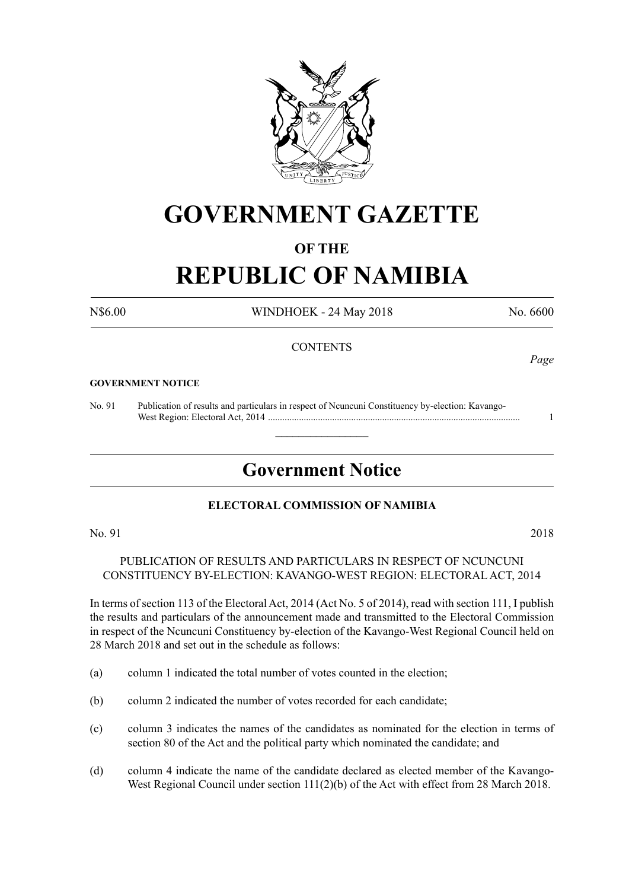# GOVERNMENT GAZETTE

## OF THE

# REPUBLIC OF NAMIBIA

N$6.00 WINDHOEK - 24 May 2018 No. 6600

CONTENTS

*Page*

**GOVERNMENT NOTICE**

No. 91 Publication of results and particulars in respect of Ncuncuni Constituency by-election: Kavango-West Region: Electoral Act, 2014 ........................................................................................................... 1

---

## Government Notice

### ELECTORAL COMMISSION OF NAMIBIA

No. 91 2018

PUBLICATION OF RESULTS AND PARTICULARS IN RESPECT OF NCUNCUNI CONSTITUENCY BY-ELECTION: KAVANGO-WEST REGION: ELECTORAL ACT, 2014

In terms of section 113 of the Electoral Act, 2014 (Act No. 5 of 2014), read with section 111, I publish the results and particulars of the announcement made and transmitted to the Electoral Commission in respect of the Ncuncuni Constituency by-election of the Kavango-West Regional Council held on 28 March 2018 and set out in the schedule as follows:

(a) column 1 indicated the total number of votes counted in the election;

(b) column 2 indicated the number of votes recorded for each candidate;

(c) column 3 indicates the names of the candidates as nominated for the election in terms of section 80 of the Act and the political party which nominated the candidate; and

(d) column 4 indicate the name of the candidate declared as elected member of the Kavango-West Regional Council under section 111(2)(b) of the Act with effect from 28 March 2018.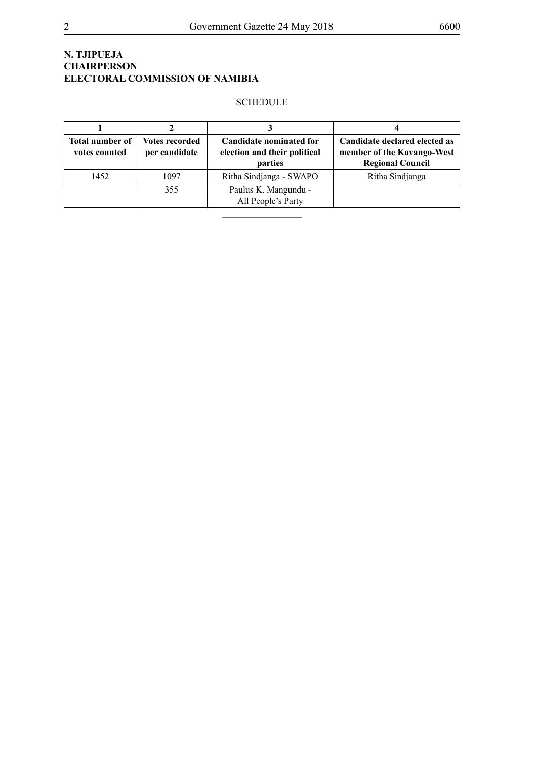**N. TJIPUEJA**
**CHAIRPERSON**
**ELECTORAL COMMISSION OF NAMIBIA**

SCHEDULE

| 1 | 2 | 3 | 4 |
|---|---|---|---|
| **Total number of votes counted** | **Votes recorded per candidate** | **Candidate nominated for election and their political parties** | **Candidate declared elected as member of the Kavango-West Regional Council** |
| 1452 | 1097 | Ritha Sindjanga - SWAPO | Ritha Sindjanga |
| | 355 | Paulus K. Mangundu - All People's Party | |

________________